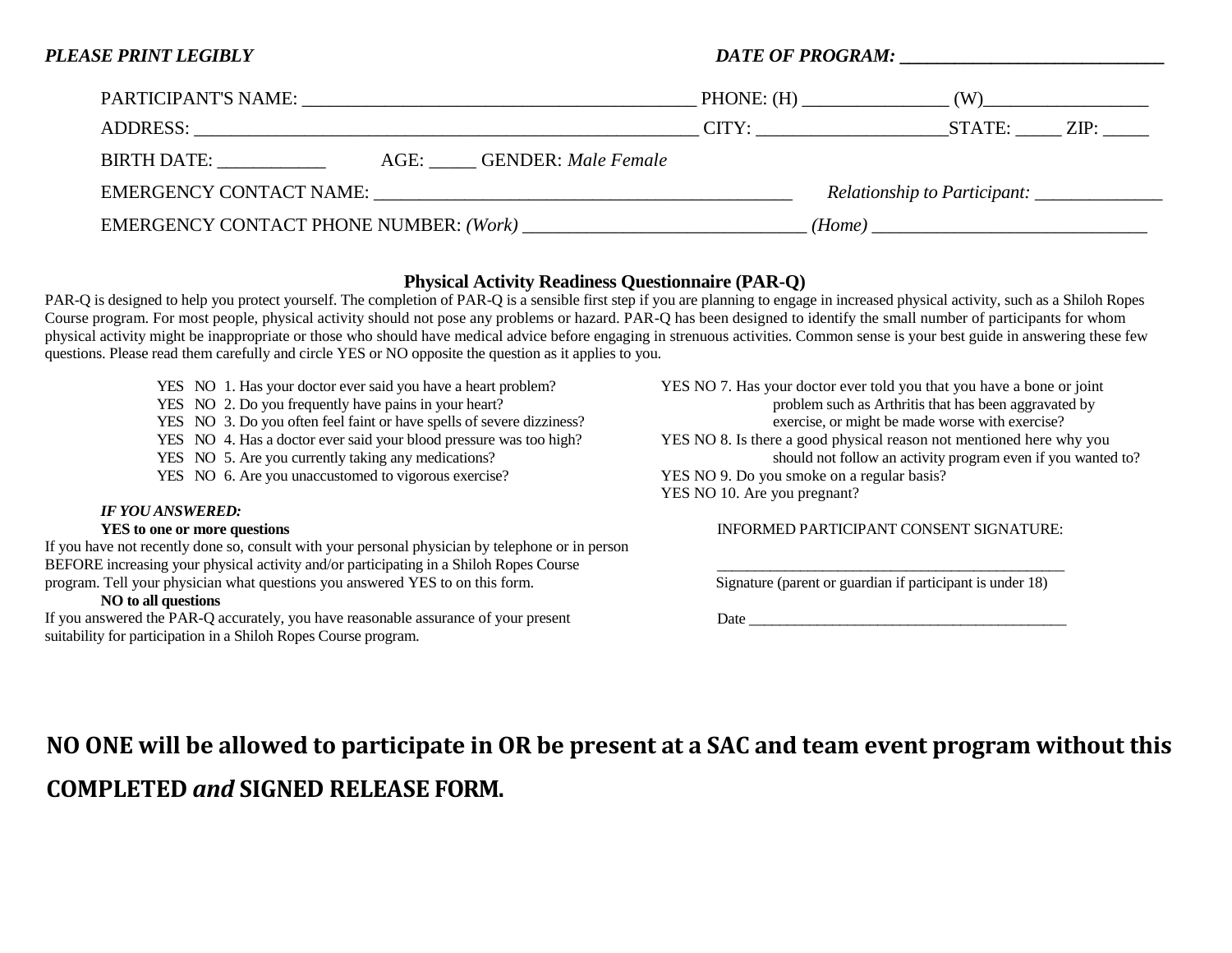***PLEASE PRINT LEGIBLY*** ***DATE OF PROGRAM: ___________________________***

PARTICIPANT'S NAME: ___________________________________________ PHONE: (H) ________________ (W)__________________

ADDRESS: _______________________________________________________ CITY: ____________________STATE: _____ ZIP: _____

BIRTH DATE: ___________ AGE: _____ GENDER: *Male Female*

EMERGENCY CONTACT NAME: ______________________________________________ *Relationship to Participant:* ______________

EMERGENCY CONTACT PHONE NUMBER: *(Work)* _______________________________ *(Home)* ______________________________

## Physical Activity Readiness Questionnaire (PAR-Q)

PAR-Q is designed to help you protect yourself. The completion of PAR-Q is a sensible first step if you are planning to engage in increased physical activity, such as a Shiloh Ropes Course program. For most people, physical activity should not pose any problems or hazard. PAR-Q has been designed to identify the small number of participants for whom physical activity might be inappropriate or those who should have medical advice before engaging in strenuous activities. Common sense is your best guide in answering these few questions. Please read them carefully and circle YES or NO opposite the question as it applies to you.

YES NO 1. Has your doctor ever said you have a heart problem?
YES NO 2. Do you frequently have pains in your heart?
YES NO 3. Do you often feel faint or have spells of severe dizziness?
YES NO 4. Has a doctor ever said your blood pressure was too high?
YES NO 5. Are you currently taking any medications?
YES NO 6. Are you unaccustomed to vigorous exercise?
YES NO 7. Has your doctor ever told you that you have a bone or joint problem such as Arthritis that has been aggravated by exercise, or might be made worse with exercise?
YES NO 8. Is there a good physical reason not mentioned here why you should not follow an activity program even if you wanted to?
YES NO 9. Do you smoke on a regular basis?
YES NO 10. Are you pregnant?

***IF YOU ANSWERED:***

**YES to one or more questions**

If you have not recently done so, consult with your personal physician by telephone or in person BEFORE increasing your physical activity and/or participating in a Shiloh Ropes Course program. Tell your physician what questions you answered YES to on this form.

**NO to all questions**

If you answered the PAR-Q accurately, you have reasonable assurance of your present suitability for participation in a Shiloh Ropes Course program.

INFORMED PARTICIPANT CONSENT SIGNATURE:

_______________________________________________
Signature (parent or guardian if participant is under 18)

Date ___________________________________________

**NO ONE will be allowed to participate in OR be present at a SAC and team event program without this COMPLETED *and* SIGNED RELEASE FORM.**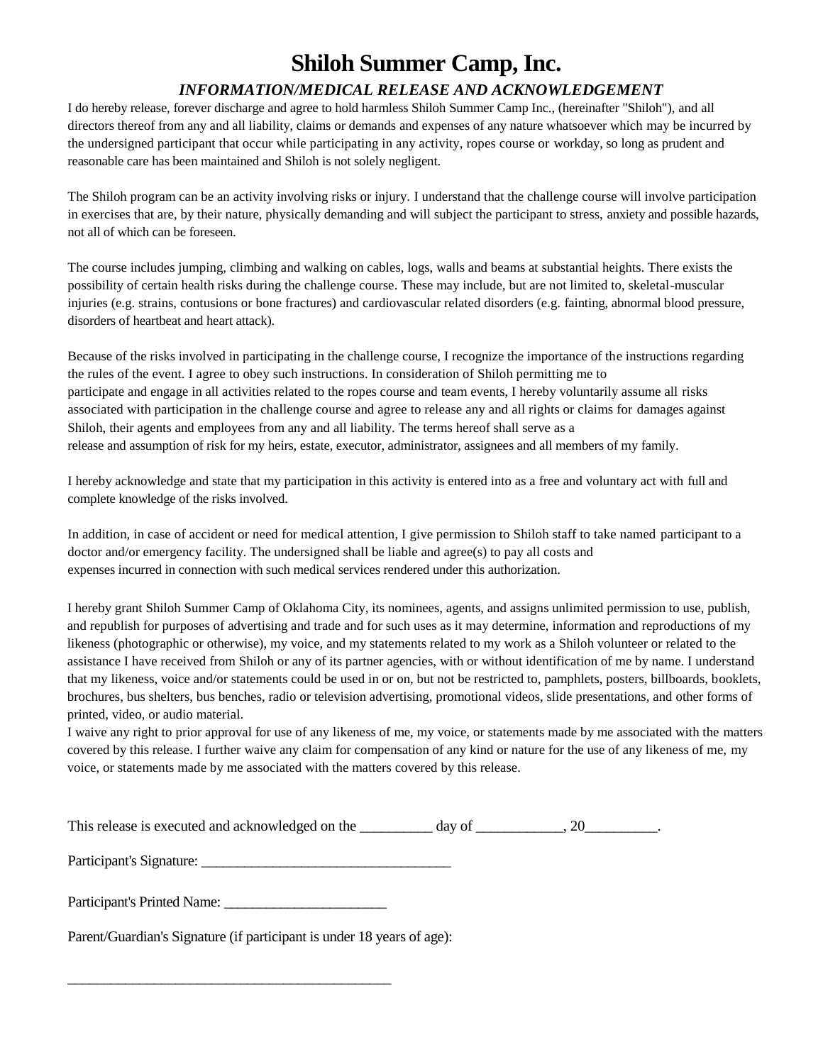# Shiloh Summer Camp, Inc.

## *INFORMATION/MEDICAL RELEASE AND ACKNOWLEDGEMENT*

I do hereby release, forever discharge and agree to hold harmless Shiloh Summer Camp Inc., (hereinafter "Shiloh"), and all directors thereof from any and all liability, claims or demands and expenses of any nature whatsoever which may be incurred by the undersigned participant that occur while participating in any activity, ropes course or workday, so long as prudent and reasonable care has been maintained and Shiloh is not solely negligent.

The Shiloh program can be an activity involving risks or injury. I understand that the challenge course will involve participation in exercises that are, by their nature, physically demanding and will subject the participant to stress, anxiety and possible hazards, not all of which can be foreseen.

The course includes jumping, climbing and walking on cables, logs, walls and beams at substantial heights. There exists the possibility of certain health risks during the challenge course. These may include, but are not limited to, skeletal-muscular injuries (e.g. strains, contusions or bone fractures) and cardiovascular related disorders (e.g. fainting, abnormal blood pressure, disorders of heartbeat and heart attack).

Because of the risks involved in participating in the challenge course, I recognize the importance of the instructions regarding the rules of the event. I agree to obey such instructions. In consideration of Shiloh permitting me to participate and engage in all activities related to the ropes course and team events, I hereby voluntarily assume all risks associated with participation in the challenge course and agree to release any and all rights or claims for damages against Shiloh, their agents and employees from any and all liability. The terms hereof shall serve as a release and assumption of risk for my heirs, estate, executor, administrator, assignees and all members of my family.

I hereby acknowledge and state that my participation in this activity is entered into as a free and voluntary act with full and complete knowledge of the risks involved.

In addition, in case of accident or need for medical attention, I give permission to Shiloh staff to take named participant to a doctor and/or emergency facility. The undersigned shall be liable and agree(s) to pay all costs and expenses incurred in connection with such medical services rendered under this authorization.

I hereby grant Shiloh Summer Camp of Oklahoma City, its nominees, agents, and assigns unlimited permission to use, publish, and republish for purposes of advertising and trade and for such uses as it may determine, information and reproductions of my likeness (photographic or otherwise), my voice, and my statements related to my work as a Shiloh volunteer or related to the assistance I have received from Shiloh or any of its partner agencies, with or without identification of me by name. I understand that my likeness, voice and/or statements could be used in or on, but not be restricted to, pamphlets, posters, billboards, booklets, brochures, bus shelters, bus benches, radio or television advertising, promotional videos, slide presentations, and other forms of printed, video, or audio material.
I waive any right to prior approval for use of any likeness of me, my voice, or statements made by me associated with the matters covered by this release. I further waive any claim for compensation of any kind or nature for the use of any likeness of me, my voice, or statements made by me associated with the matters covered by this release.

This release is executed and acknowledged on the __________ day of ____________, 20__________.

Participant's Signature: ___________________________________

Participant's Printed Name: ______________________

Parent/Guardian's Signature (if participant is under 18 years of age):

_______________________________________________